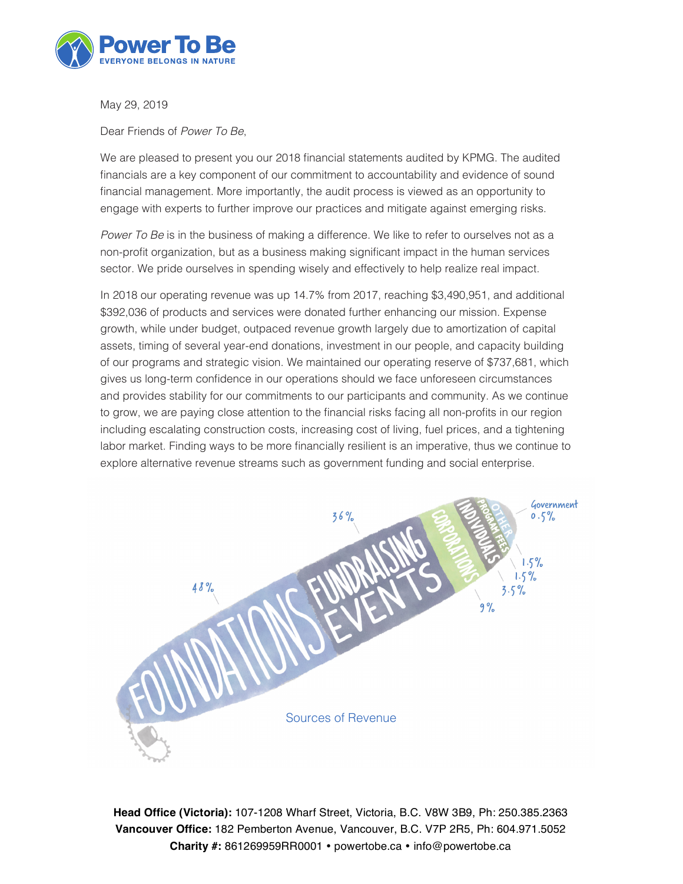Power To Be
EVERYONE BELONGS IN NATURE

May 29, 2019

Dear Friends of *Power To Be*,

We are pleased to present you our 2018 financial statements audited by KPMG. The audited financials are a key component of our commitment to accountability and evidence of sound financial management. More importantly, the audit process is viewed as an opportunity to engage with experts to further improve our practices and mitigate against emerging risks.

*Power To Be* is in the business of making a difference. We like to refer to ourselves not as a non-profit organization, but as a business making significant impact in the human services sector. We pride ourselves in spending wisely and effectively to help realize real impact.

In 2018 our operating revenue was up 14.7% from 2017, reaching $3,490,951, and additional $392,036 of products and services were donated further enhancing our mission. Expense growth, while under budget, outpaced revenue growth largely due to amortization of capital assets, timing of several year-end donations, investment in our people, and capacity building of our programs and strategic vision. We maintained our operating reserve of $737,681, which gives us long-term confidence in our operations should we face unforeseen circumstances and provides stability for our commitments to our participants and community. As we continue to grow, we are paying close attention to the financial risks facing all non-profits in our region including escalating construction costs, increasing cost of living, fuel prices, and a tightening labor market. Finding ways to be more financially resilient is an imperative, thus we continue to explore alternative revenue streams such as government funding and social enterprise.

Foundations 48%
Fundraising Events 36%
Corporations 9%
Individuals 3.5%
Program Fees 1.5%
Other 1.5%
Government 0.5%

Sources of Revenue

**Head Office (Victoria):** 107-1208 Wharf Street, Victoria, B.C. V8W 3B9, Ph: 250.385.2363
**Vancouver Office:** 182 Pemberton Avenue, Vancouver, B.C. V7P 2R5, Ph: 604.971.5052
**Charity #:** 861269959RR0001 • powertobe.ca • info@powertobe.ca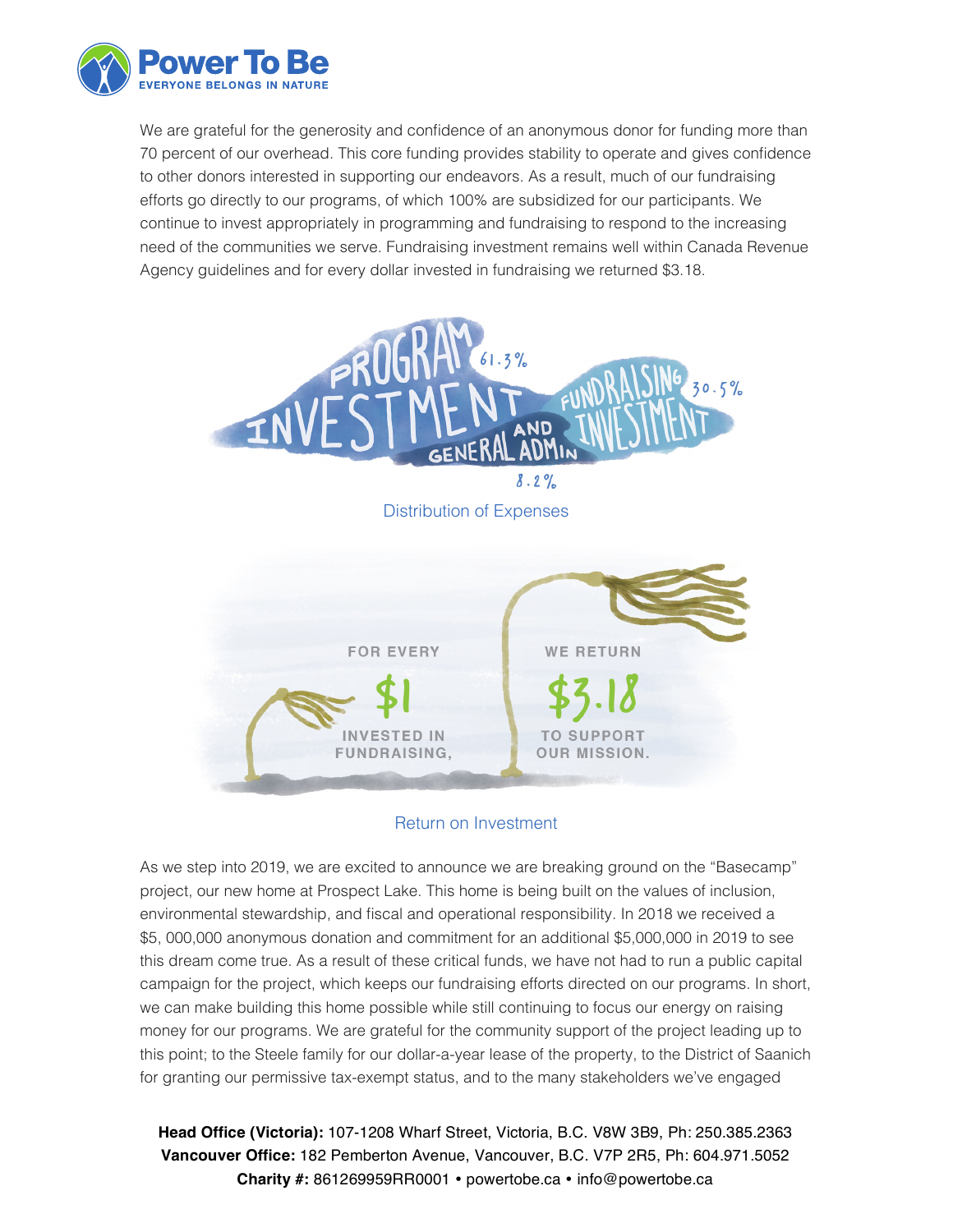We are grateful for the generosity and confidence of an anonymous donor for funding more than 70 percent of our overhead. This core funding provides stability to operate and gives confidence to other donors interested in supporting our endeavors. As a result, much of our fundraising efforts go directly to our programs, of which 100% are subsidized for our participants. We continue to invest appropriately in programming and fundraising to respond to the increasing need of the communities we serve. Fundraising investment remains well within Canada Revenue Agency guidelines and for every dollar invested in fundraising we returned $3.18.

PROGRAM INVESTMENT 61.3%
FUNDRAISING INVESTMENT 30.5%
GENERAL AND ADMIN 8.2%

Distribution of Expenses

FOR EVERY **$1** INVESTED IN FUNDRAISING, WE RETURN **$3.18** TO SUPPORT OUR MISSION.

Return on Investment

As we step into 2019, we are excited to announce we are breaking ground on the "Basecamp" project, our new home at Prospect Lake. This home is being built on the values of inclusion, environmental stewardship, and fiscal and operational responsibility. In 2018 we received a $5, 000,000 anonymous donation and commitment for an additional $5,000,000 in 2019 to see this dream come true. As a result of these critical funds, we have not had to run a public capital campaign for the project, which keeps our fundraising efforts directed on our programs. In short, we can make building this home possible while still continuing to focus our energy on raising money for our programs. We are grateful for the community support of the project leading up to this point; to the Steele family for our dollar-a-year lease of the property, to the District of Saanich for granting our permissive tax-exempt status, and to the many stakeholders we've engaged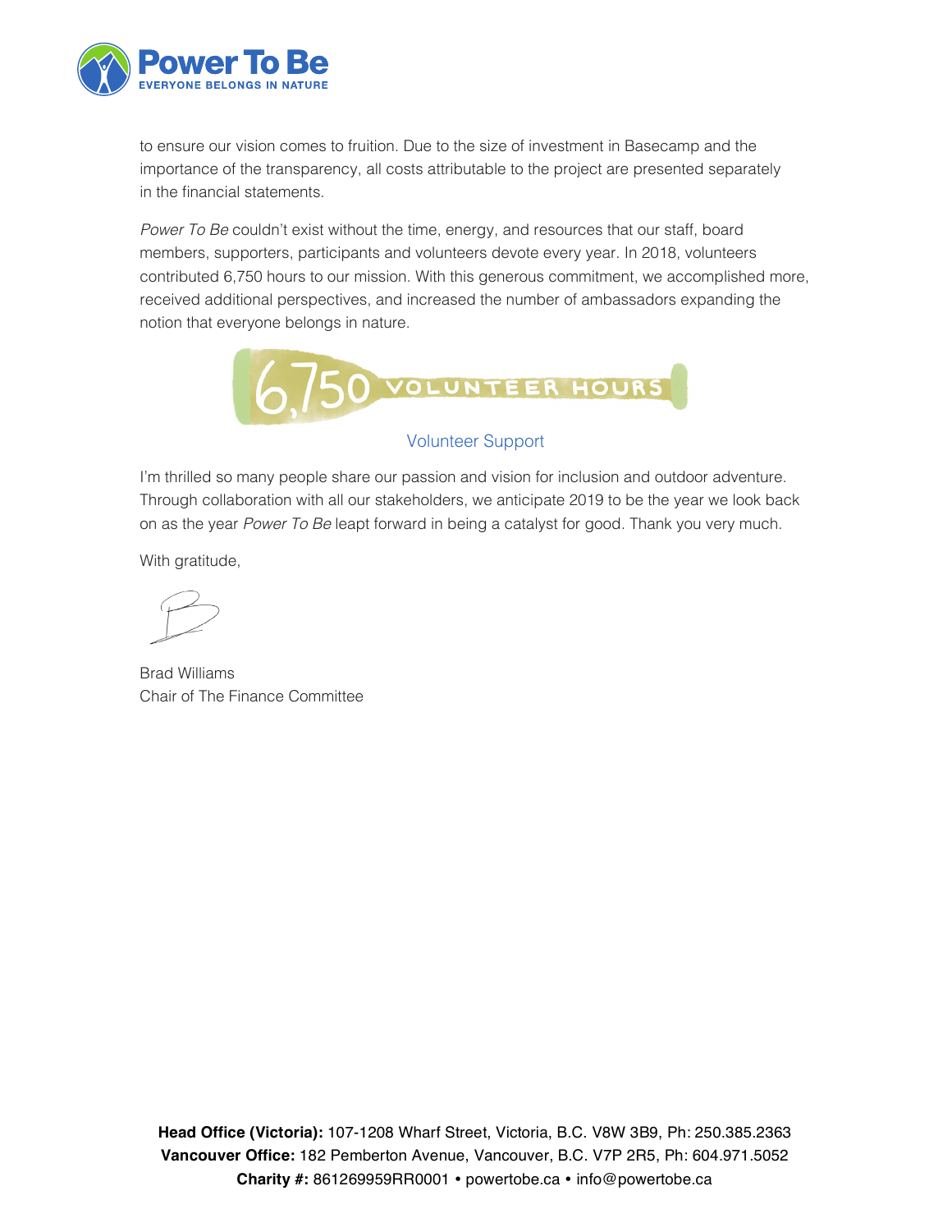to ensure our vision comes to fruition. Due to the size of investment in Basecamp and the importance of the transparency, all costs attributable to the project are presented separately in the financial statements.

*Power To Be* couldn't exist without the time, energy, and resources that our staff, board members, supporters, participants and volunteers devote every year. In 2018, volunteers contributed 6,750 hours to our mission. With this generous commitment, we accomplished more, received additional perspectives, and increased the number of ambassadors expanding the notion that everyone belongs in nature.

6,750 VOLUNTEER HOURS

Volunteer Support

I'm thrilled so many people share our passion and vision for inclusion and outdoor adventure. Through collaboration with all our stakeholders, we anticipate 2019 to be the year we look back on as the year *Power To Be* leapt forward in being a catalyst for good. Thank you very much.

With gratitude,

Brad Williams
Chair of The Finance Committee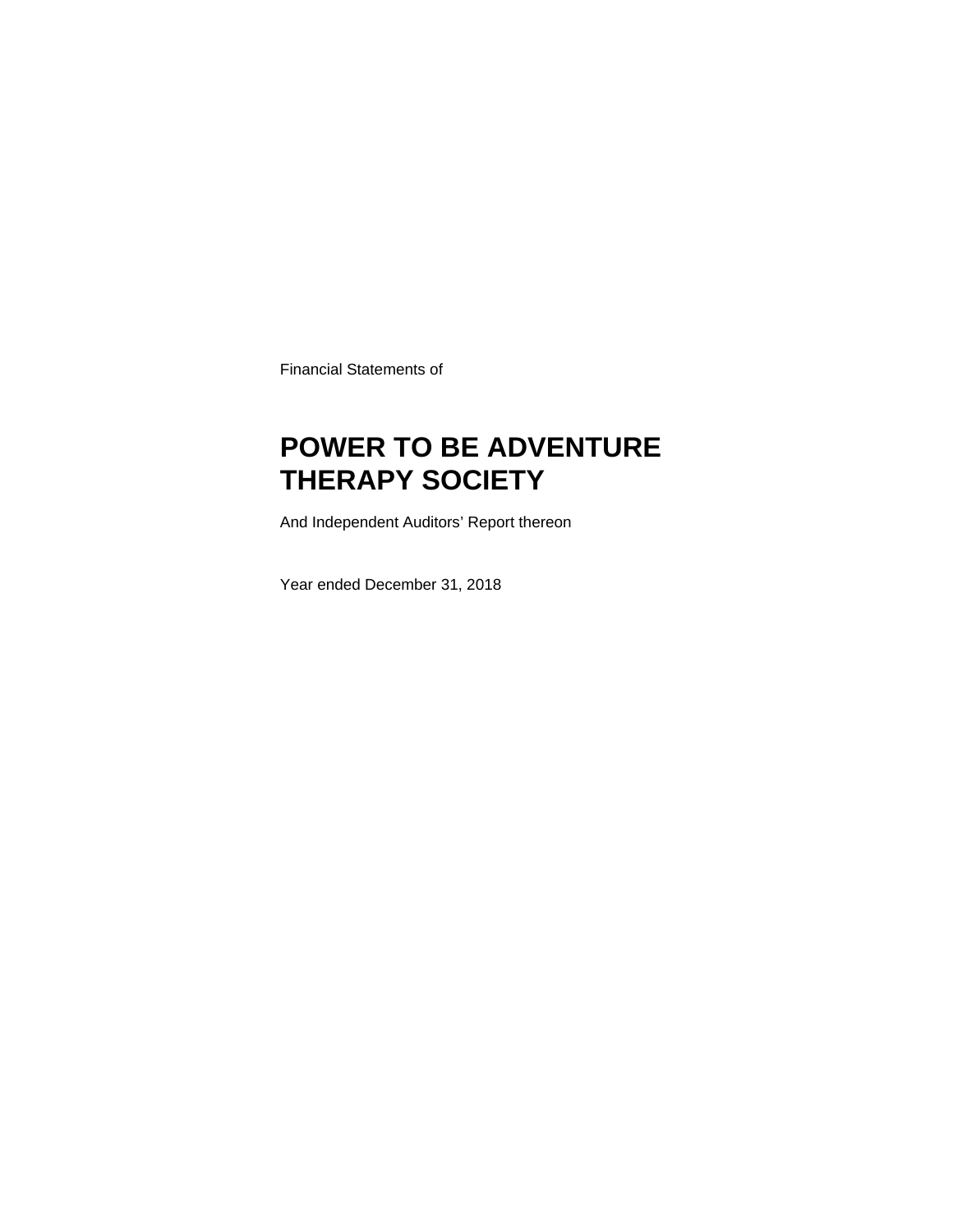Financial Statements of

# POWER TO BE ADVENTURE THERAPY SOCIETY

And Independent Auditors' Report thereon

Year ended December 31, 2018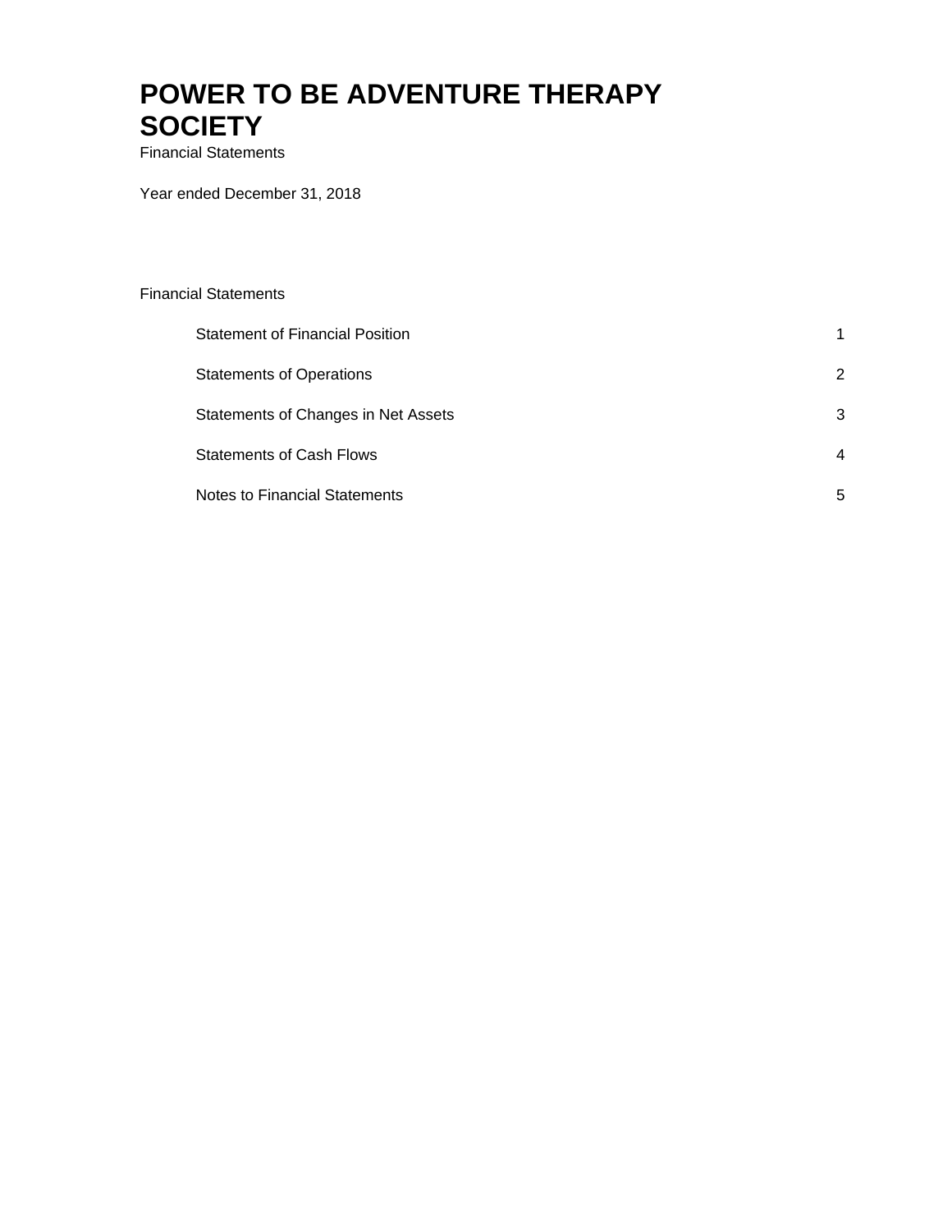# POWER TO BE ADVENTURE THERAPY SOCIETY

Financial Statements

Year ended December 31, 2018

Financial Statements

| | |
|---|---|
| Statement of Financial Position | 1 |
| Statements of Operations | 2 |
| Statements of Changes in Net Assets | 3 |
| Statements of Cash Flows | 4 |
| Notes to Financial Statements | 5 |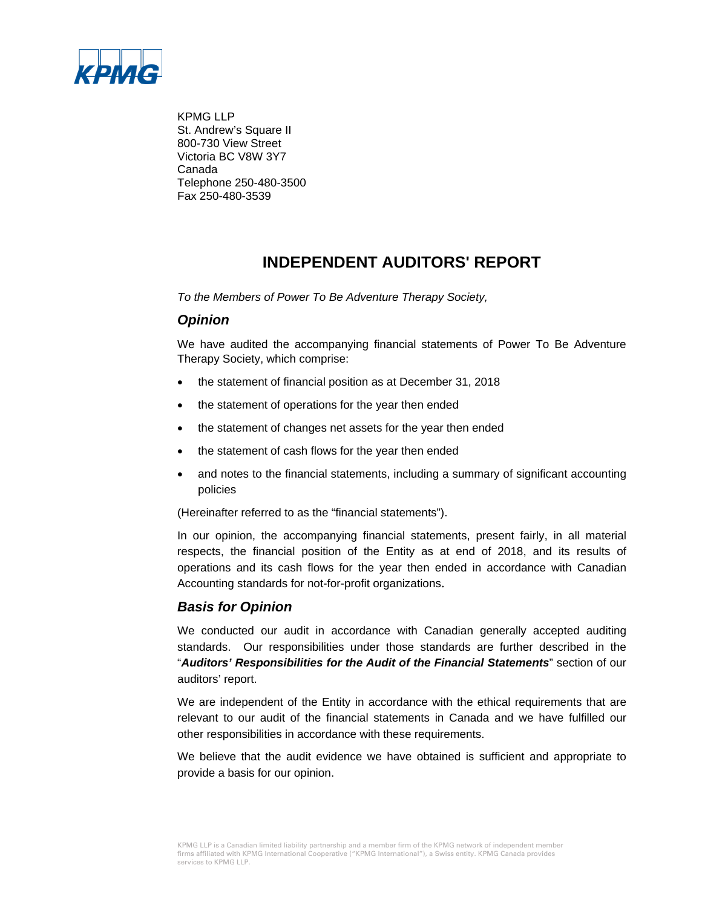KPMG LLP
St. Andrew's Square II
800-730 View Street
Victoria BC V8W 3Y7
Canada
Telephone 250-480-3500
Fax 250-480-3539

# INDEPENDENT AUDITORS' REPORT

*To the Members of Power To Be Adventure Therapy Society,*

## *Opinion*

We have audited the accompanying financial statements of Power To Be Adventure Therapy Society, which comprise:

- the statement of financial position as at December 31, 2018
- the statement of operations for the year then ended
- the statement of changes net assets for the year then ended
- the statement of cash flows for the year then ended
- and notes to the financial statements, including a summary of significant accounting policies

(Hereinafter referred to as the "financial statements").

In our opinion, the accompanying financial statements, present fairly, in all material respects, the financial position of the Entity as at end of 2018, and its results of operations and its cash flows for the year then ended in accordance with Canadian Accounting standards for not-for-profit organizations.

## *Basis for Opinion*

We conducted our audit in accordance with Canadian generally accepted auditing standards. Our responsibilities under those standards are further described in the "***Auditors' Responsibilities for the Audit of the Financial Statements***" section of our auditors' report.

We are independent of the Entity in accordance with the ethical requirements that are relevant to our audit of the financial statements in Canada and we have fulfilled our other responsibilities in accordance with these requirements.

We believe that the audit evidence we have obtained is sufficient and appropriate to provide a basis for our opinion.

KPMG LLP is a Canadian limited liability partnership and a member firm of the KPMG network of independent member firms affiliated with KPMG International Cooperative ("KPMG International"), a Swiss entity. KPMG Canada provides services to KPMG LLP.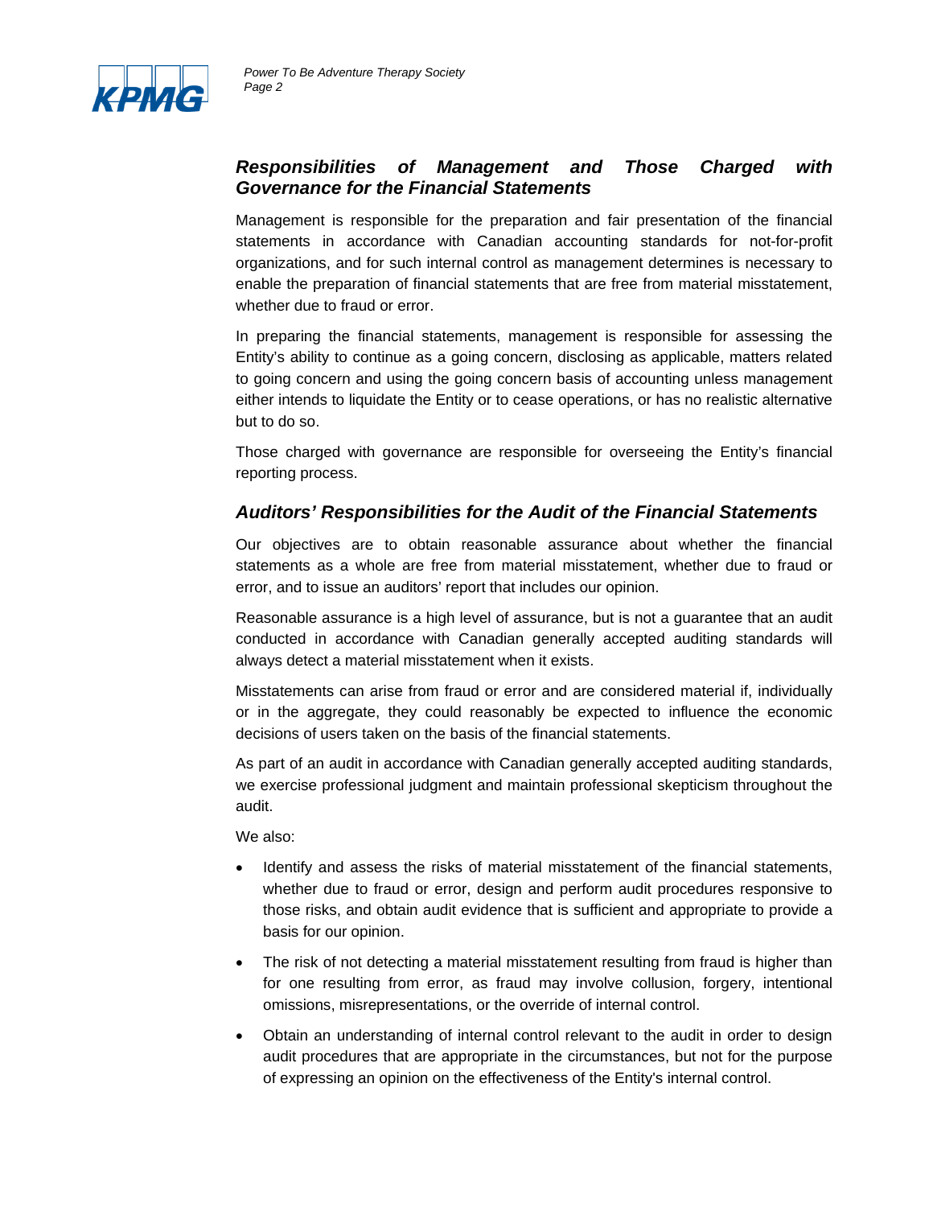### *Responsibilities of Management and Those Charged with Governance for the Financial Statements*

Management is responsible for the preparation and fair presentation of the financial statements in accordance with Canadian accounting standards for not-for-profit organizations, and for such internal control as management determines is necessary to enable the preparation of financial statements that are free from material misstatement, whether due to fraud or error.

In preparing the financial statements, management is responsible for assessing the Entity's ability to continue as a going concern, disclosing as applicable, matters related to going concern and using the going concern basis of accounting unless management either intends to liquidate the Entity or to cease operations, or has no realistic alternative but to do so.

Those charged with governance are responsible for overseeing the Entity's financial reporting process.

### *Auditors' Responsibilities for the Audit of the Financial Statements*

Our objectives are to obtain reasonable assurance about whether the financial statements as a whole are free from material misstatement, whether due to fraud or error, and to issue an auditors' report that includes our opinion.

Reasonable assurance is a high level of assurance, but is not a guarantee that an audit conducted in accordance with Canadian generally accepted auditing standards will always detect a material misstatement when it exists.

Misstatements can arise from fraud or error and are considered material if, individually or in the aggregate, they could reasonably be expected to influence the economic decisions of users taken on the basis of the financial statements.

As part of an audit in accordance with Canadian generally accepted auditing standards, we exercise professional judgment and maintain professional skepticism throughout the audit.

We also:

- Identify and assess the risks of material misstatement of the financial statements, whether due to fraud or error, design and perform audit procedures responsive to those risks, and obtain audit evidence that is sufficient and appropriate to provide a basis for our opinion.
- The risk of not detecting a material misstatement resulting from fraud is higher than for one resulting from error, as fraud may involve collusion, forgery, intentional omissions, misrepresentations, or the override of internal control.
- Obtain an understanding of internal control relevant to the audit in order to design audit procedures that are appropriate in the circumstances, but not for the purpose of expressing an opinion on the effectiveness of the Entity's internal control.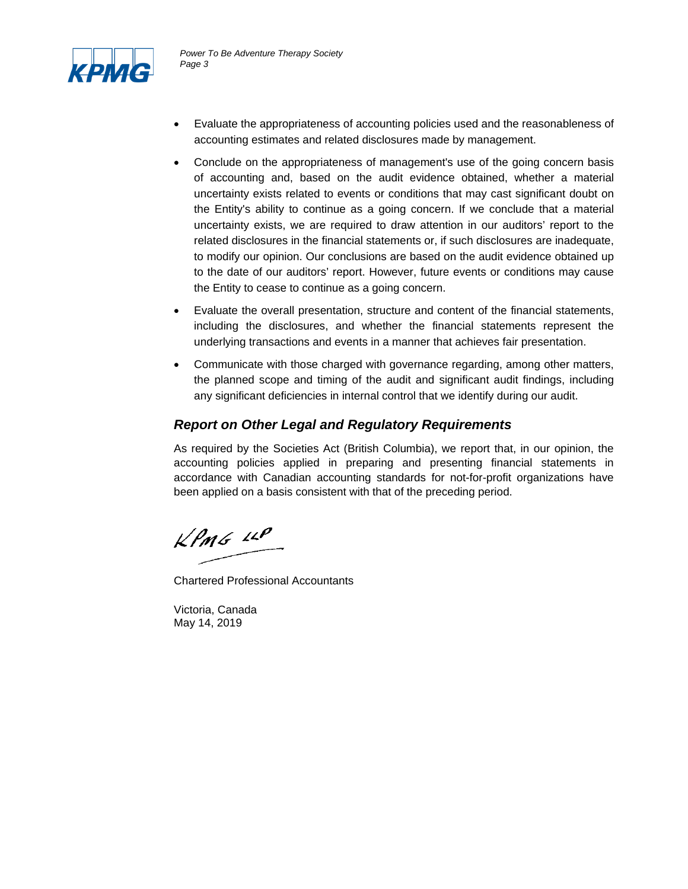- Evaluate the appropriateness of accounting policies used and the reasonableness of accounting estimates and related disclosures made by management.
- Conclude on the appropriateness of management's use of the going concern basis of accounting and, based on the audit evidence obtained, whether a material uncertainty exists related to events or conditions that may cast significant doubt on the Entity's ability to continue as a going concern. If we conclude that a material uncertainty exists, we are required to draw attention in our auditors' report to the related disclosures in the financial statements or, if such disclosures are inadequate, to modify our opinion. Our conclusions are based on the audit evidence obtained up to the date of our auditors' report. However, future events or conditions may cause the Entity to cease to continue as a going concern.
- Evaluate the overall presentation, structure and content of the financial statements, including the disclosures, and whether the financial statements represent the underlying transactions and events in a manner that achieves fair presentation.
- Communicate with those charged with governance regarding, among other matters, the planned scope and timing of the audit and significant audit findings, including any significant deficiencies in internal control that we identify during our audit.

## *Report on Other Legal and Regulatory Requirements*

As required by the Societies Act (British Columbia), we report that, in our opinion, the accounting policies applied in preparing and presenting financial statements in accordance with Canadian accounting standards for not-for-profit organizations have been applied on a basis consistent with that of the preceding period.

KPMG LLP

Chartered Professional Accountants

Victoria, Canada
May 14, 2019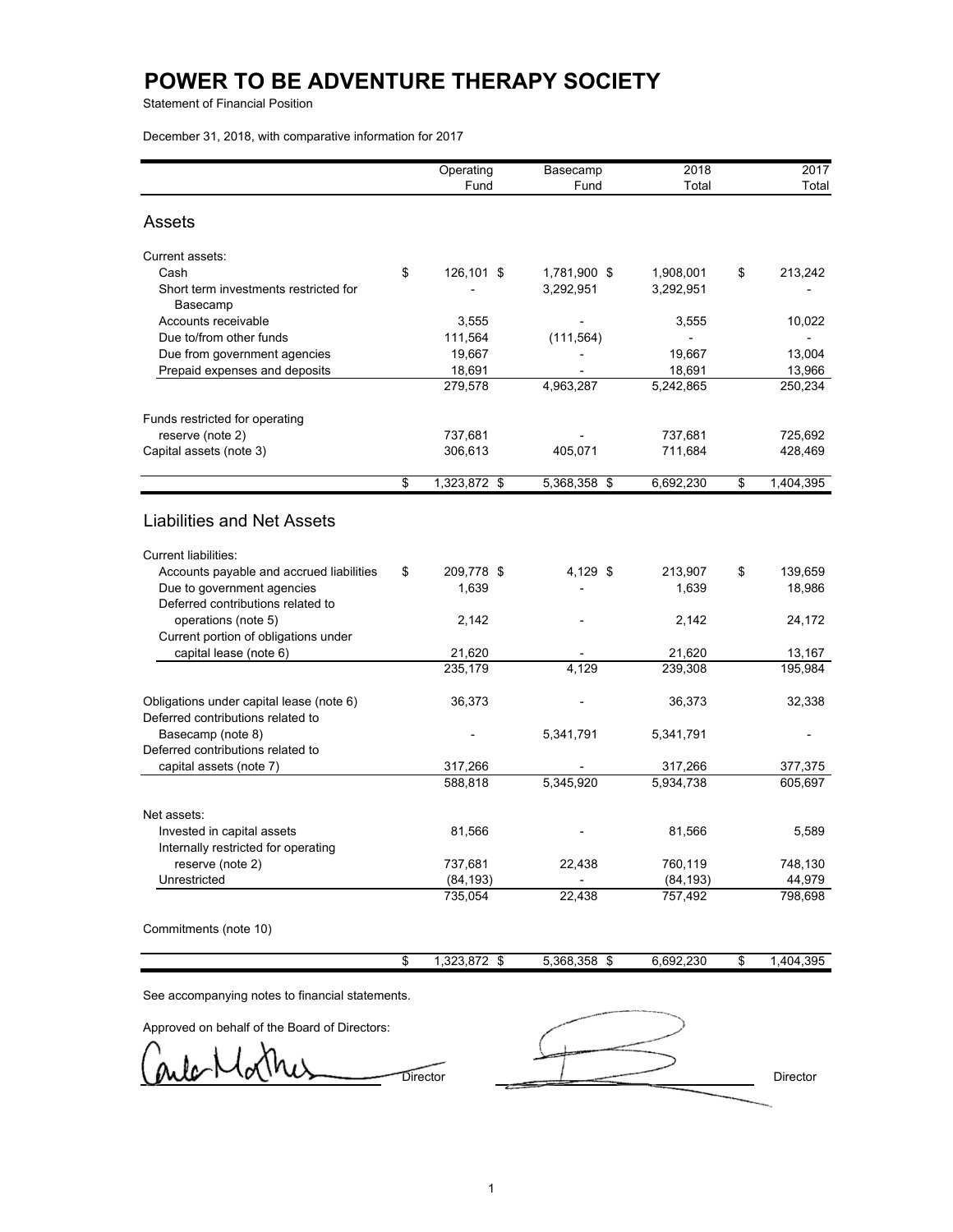# POWER TO BE ADVENTURE THERAPY SOCIETY

Statement of Financial Position

December 31, 2018, with comparative information for 2017

| | Operating Fund | Basecamp Fund | 2018 Total | 2017 Total |
|---|---|---|---|---|
| **Assets** | | | | |
| Current assets: | | | | |
| Cash | $ 126,101 | $ 1,781,900 | $ 1,908,001 | $ 213,242 |
| Short term investments restricted for Basecamp | - | 3,292,951 | 3,292,951 | - |
| Accounts receivable | 3,555 | - | 3,555 | 10,022 |
| Due to/from other funds | 111,564 | (111,564) | - | - |
| Due from government agencies | 19,667 | - | 19,667 | 13,004 |
| Prepaid expenses and deposits | 18,691 | - | 18,691 | 13,966 |
| | 279,578 | 4,963,287 | 5,242,865 | 250,234 |
| Funds restricted for operating reserve (note 2) | 737,681 | - | 737,681 | 725,692 |
| Capital assets (note 3) | 306,613 | 405,071 | 711,684 | 428,469 |
| | $ 1,323,872 | $ 5,368,358 | $ 6,692,230 | $ 1,404,395 |
| **Liabilities and Net Assets** | | | | |
| Current liabilities: | | | | |
| Accounts payable and accrued liabilities | $ 209,778 | $ 4,129 | $ 213,907 | $ 139,659 |
| Due to government agencies | 1,639 | - | 1,639 | 18,986 |
| Deferred contributions related to operations (note 5) | 2,142 | - | 2,142 | 24,172 |
| Current portion of obligations under capital lease (note 6) | 21,620 | - | 21,620 | 13,167 |
| | 235,179 | 4,129 | 239,308 | 195,984 |
| Obligations under capital lease (note 6) | 36,373 | - | 36,373 | 32,338 |
| Deferred contributions related to Basecamp (note 8) | - | 5,341,791 | 5,341,791 | - |
| Deferred contributions related to capital assets (note 7) | 317,266 | - | 317,266 | 377,375 |
| | 588,818 | 5,345,920 | 5,934,738 | 605,697 |
| Net assets: | | | | |
| Invested in capital assets | 81,566 | - | 81,566 | 5,589 |
| Internally restricted for operating reserve (note 2) | 737,681 | 22,438 | 760,119 | 748,130 |
| Unrestricted | (84,193) | - | (84,193) | 44,979 |
| | 735,054 | 22,438 | 757,492 | 798,698 |
| Commitments (note 10) | | | | |
| | $ 1,323,872 | $ 5,368,358 | $ 6,692,230 | $ 1,404,395 |

See accompanying notes to financial statements.

Approved on behalf of the Board of Directors:

_______________ Director _______________ Director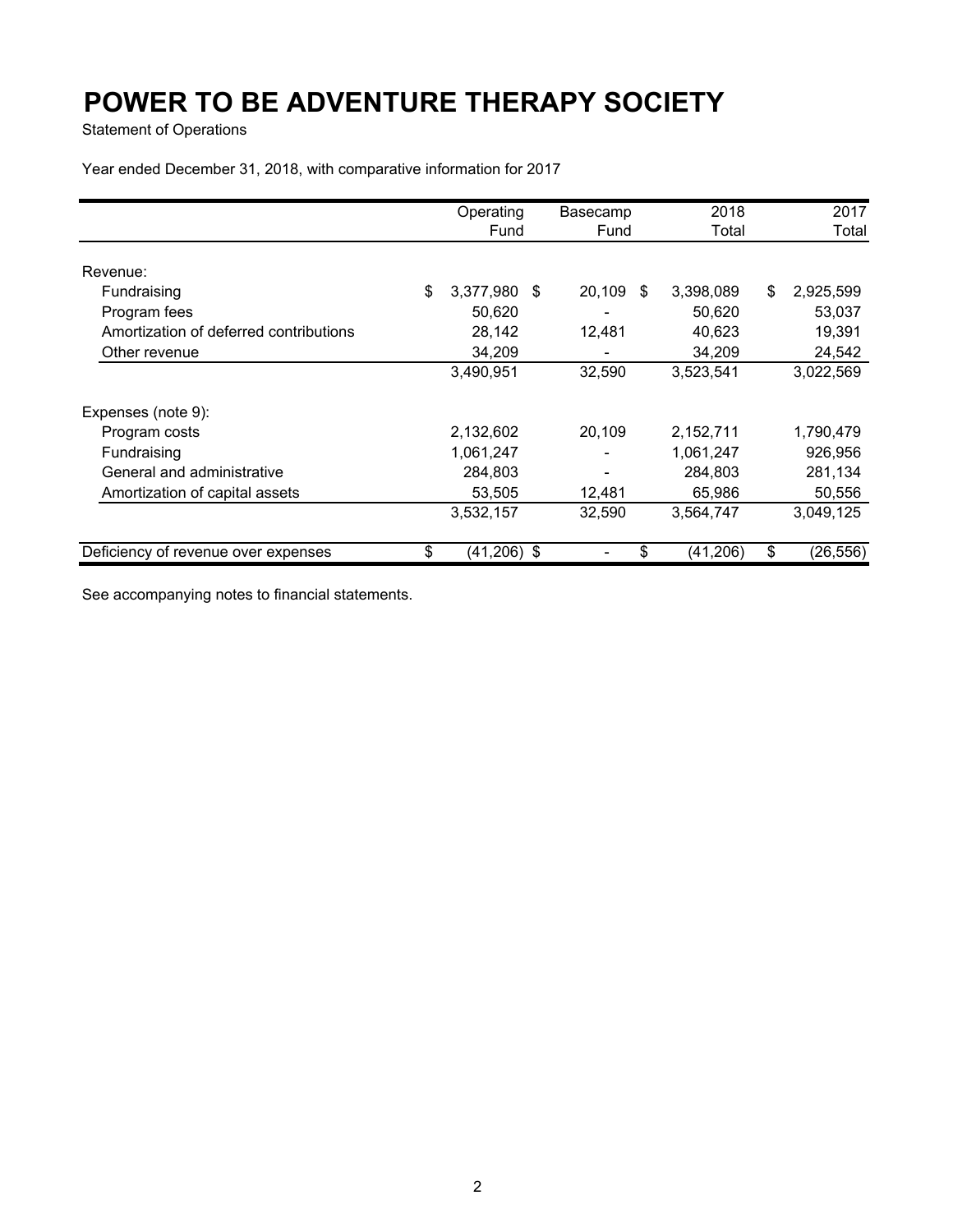# POWER TO BE ADVENTURE THERAPY SOCIETY

Statement of Operations

Year ended December 31, 2018, with comparative information for 2017

| | Operating Fund | Basecamp Fund | 2018 Total | 2017 Total |
|---|---|---|---|---|
| Revenue: | | | | |
| Fundraising | $ 3,377,980 | $ 20,109 | $ 3,398,089 | $ 2,925,599 |
| Program fees | 50,620 | - | 50,620 | 53,037 |
| Amortization of deferred contributions | 28,142 | 12,481 | 40,623 | 19,391 |
| Other revenue | 34,209 | - | 34,209 | 24,542 |
| | 3,490,951 | 32,590 | 3,523,541 | 3,022,569 |
| Expenses (note 9): | | | | |
| Program costs | 2,132,602 | 20,109 | 2,152,711 | 1,790,479 |
| Fundraising | 1,061,247 | - | 1,061,247 | 926,956 |
| General and administrative | 284,803 | - | 284,803 | 281,134 |
| Amortization of capital assets | 53,505 | 12,481 | 65,986 | 50,556 |
| | 3,532,157 | 32,590 | 3,564,747 | 3,049,125 |
| Deficiency of revenue over expenses | $ (41,206) | $ - | $ (41,206) | $ (26,556) |

See accompanying notes to financial statements.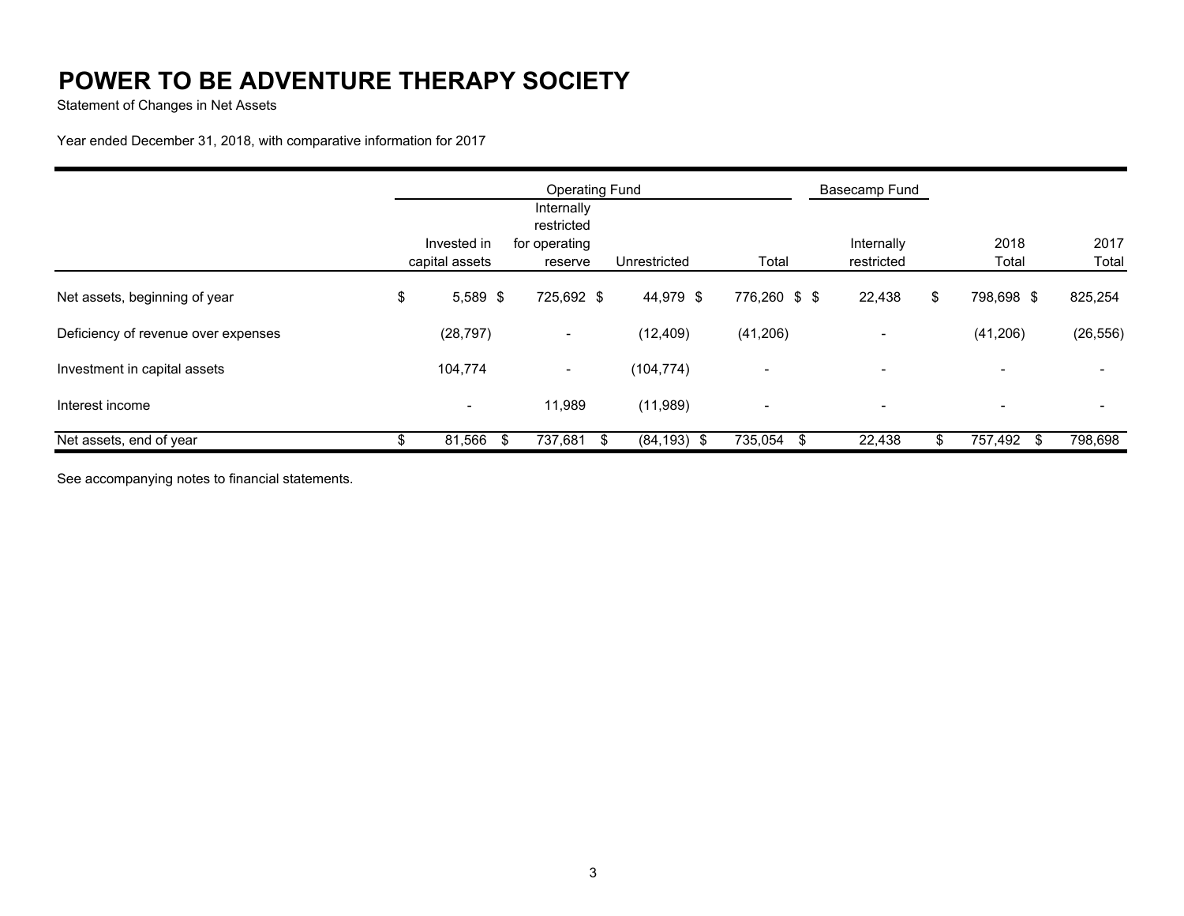# POWER TO BE ADVENTURE THERAPY SOCIETY

Statement of Changes in Net Assets

Year ended December 31, 2018, with comparative information for 2017

| | Operating Fund | | | | Basecamp Fund | | |
|---|---|---|---|---|---|---|---|
| | Invested in capital assets | Internally restricted for operating reserve | Unrestricted | Total | Internally restricted | 2018 Total | 2017 Total |
| Net assets, beginning of year | $ 5,589 | $ 725,692 | $ 44,979 | $ 776,260 | $ 22,438 | $ 798,698 | $ 825,254 |
| Deficiency of revenue over expenses | (28,797) | - | (12,409) | (41,206) | - | (41,206) | (26,556) |
| Investment in capital assets | 104,774 | - | (104,774) | - | - | - | - |
| Interest income | - | 11,989 | (11,989) | - | - | - | - |
| Net assets, end of year | $ 81,566 | $ 737,681 | $ (84,193) | $ 735,054 | $ 22,438 | $ 757,492 | $ 798,698 |

See accompanying notes to financial statements.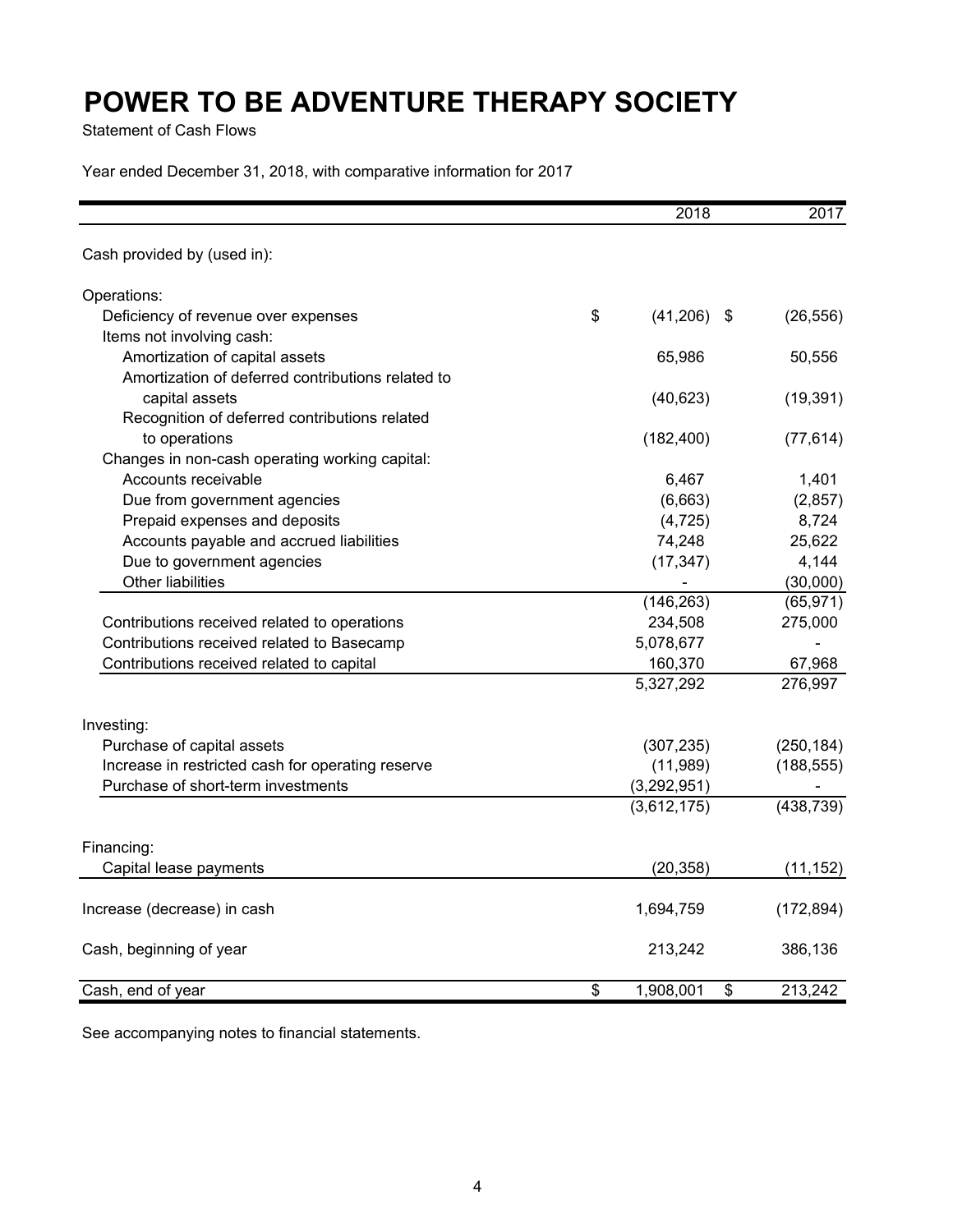# POWER TO BE ADVENTURE THERAPY SOCIETY

Statement of Cash Flows

Year ended December 31, 2018, with comparative information for 2017

| | 2018 | 2017 |
|---|---|---|
| Cash provided by (used in): | | |
| Operations: | | |
| Deficiency of revenue over expenses | $ (41,206) | $ (26,556) |
| Items not involving cash: | | |
| Amortization of capital assets | 65,986 | 50,556 |
| Amortization of deferred contributions related to capital assets | (40,623) | (19,391) |
| Recognition of deferred contributions related to operations | (182,400) | (77,614) |
| Changes in non-cash operating working capital: | | |
| Accounts receivable | 6,467 | 1,401 |
| Due from government agencies | (6,663) | (2,857) |
| Prepaid expenses and deposits | (4,725) | 8,724 |
| Accounts payable and accrued liabilities | 74,248 | 25,622 |
| Due to government agencies | (17,347) | 4,144 |
| Other liabilities | - | (30,000) |
| | (146,263) | (65,971) |
| Contributions received related to operations | 234,508 | 275,000 |
| Contributions received related to Basecamp | 5,078,677 | - |
| Contributions received related to capital | 160,370 | 67,968 |
| | 5,327,292 | 276,997 |
| Investing: | | |
| Purchase of capital assets | (307,235) | (250,184) |
| Increase in restricted cash for operating reserve | (11,989) | (188,555) |
| Purchase of short-term investments | (3,292,951) | - |
| | (3,612,175) | (438,739) |
| Financing: | | |
| Capital lease payments | (20,358) | (11,152) |
| Increase (decrease) in cash | 1,694,759 | (172,894) |
| Cash, beginning of year | 213,242 | 386,136 |
| Cash, end of year | $ 1,908,001 | $ 213,242 |

See accompanying notes to financial statements.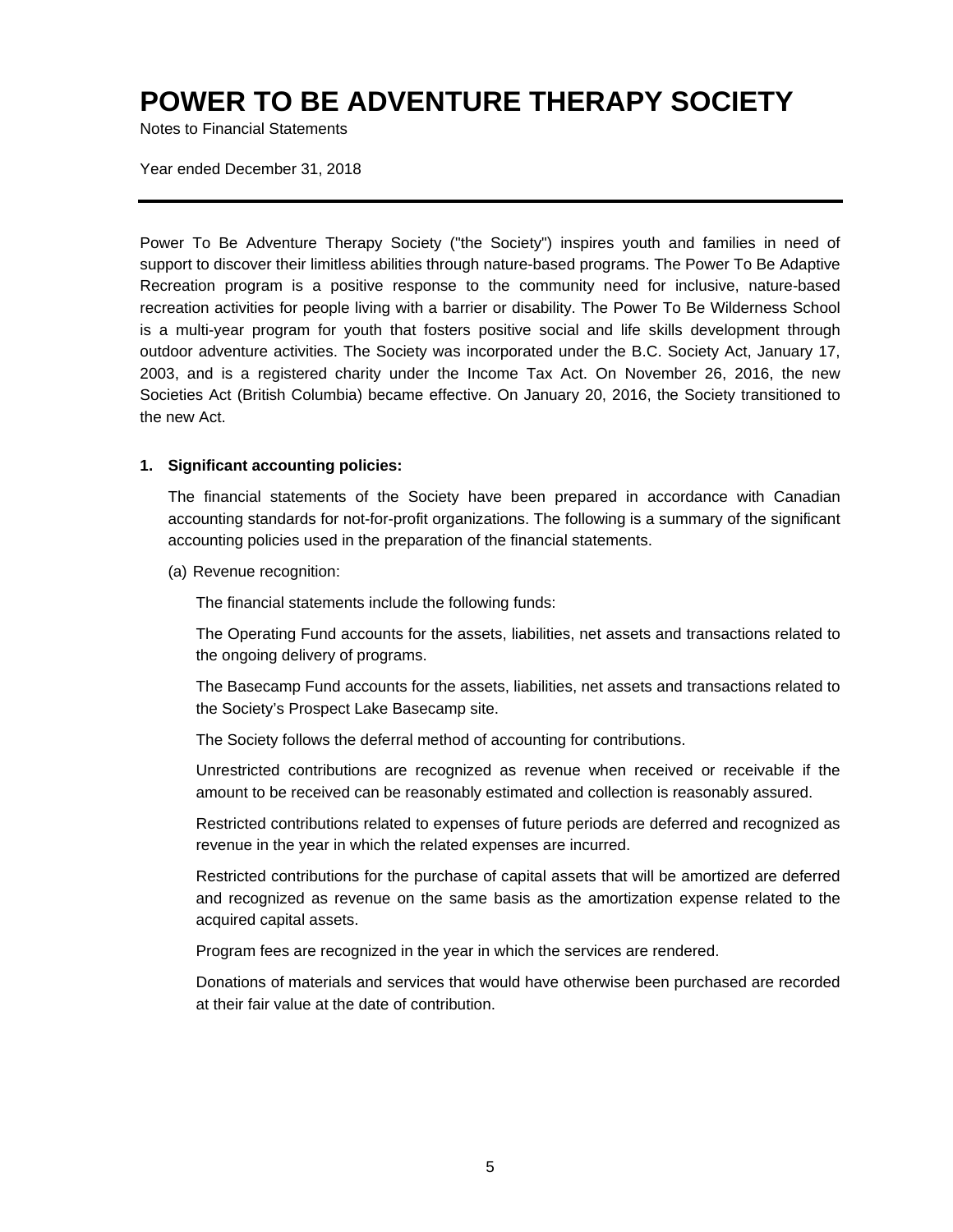# POWER TO BE ADVENTURE THERAPY SOCIETY

Notes to Financial Statements

Year ended December 31, 2018

---

Power To Be Adventure Therapy Society ("the Society") inspires youth and families in need of support to discover their limitless abilities through nature-based programs. The Power To Be Adaptive Recreation program is a positive response to the community need for inclusive, nature-based recreation activities for people living with a barrier or disability. The Power To Be Wilderness School is a multi-year program for youth that fosters positive social and life skills development through outdoor adventure activities. The Society was incorporated under the B.C. Society Act, January 17, 2003, and is a registered charity under the Income Tax Act. On November 26, 2016, the new Societies Act (British Columbia) became effective. On January 20, 2016, the Society transitioned to the new Act.

**1. Significant accounting policies:**

The financial statements of the Society have been prepared in accordance with Canadian accounting standards for not-for-profit organizations. The following is a summary of the significant accounting policies used in the preparation of the financial statements.

(a) Revenue recognition:

The financial statements include the following funds:

The Operating Fund accounts for the assets, liabilities, net assets and transactions related to the ongoing delivery of programs.

The Basecamp Fund accounts for the assets, liabilities, net assets and transactions related to the Society's Prospect Lake Basecamp site.

The Society follows the deferral method of accounting for contributions.

Unrestricted contributions are recognized as revenue when received or receivable if the amount to be received can be reasonably estimated and collection is reasonably assured.

Restricted contributions related to expenses of future periods are deferred and recognized as revenue in the year in which the related expenses are incurred.

Restricted contributions for the purchase of capital assets that will be amortized are deferred and recognized as revenue on the same basis as the amortization expense related to the acquired capital assets.

Program fees are recognized in the year in which the services are rendered.

Donations of materials and services that would have otherwise been purchased are recorded at their fair value at the date of contribution.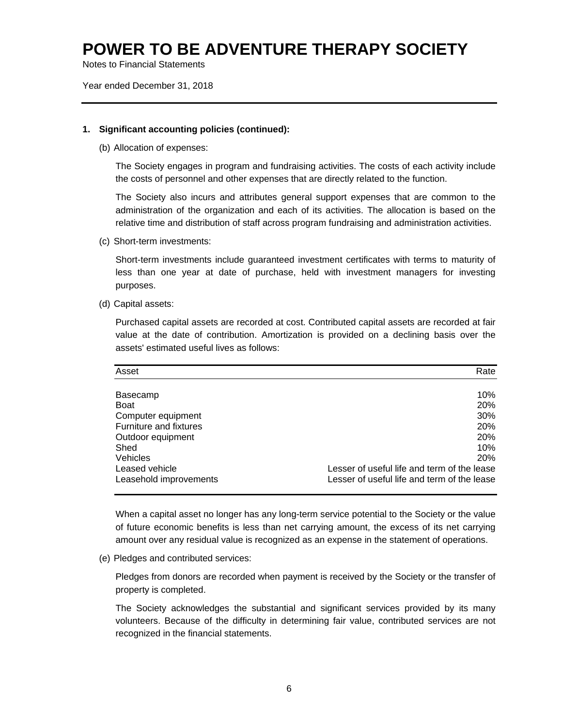# POWER TO BE ADVENTURE THERAPY SOCIETY

Notes to Financial Statements

Year ended December 31, 2018

---

**1. Significant accounting policies (continued):**

(b) Allocation of expenses:

The Society engages in program and fundraising activities. The costs of each activity include the costs of personnel and other expenses that are directly related to the function.

The Society also incurs and attributes general support expenses that are common to the administration of the organization and each of its activities. The allocation is based on the relative time and distribution of staff across program fundraising and administration activities.

(c) Short-term investments:

Short-term investments include guaranteed investment certificates with terms to maturity of less than one year at date of purchase, held with investment managers for investing purposes.

(d) Capital assets:

Purchased capital assets are recorded at cost. Contributed capital assets are recorded at fair value at the date of contribution. Amortization is provided on a declining basis over the assets' estimated useful lives as follows:

| Asset | Rate |
|---|---:|
| Basecamp | 10% |
| Boat | 20% |
| Computer equipment | 30% |
| Furniture and fixtures | 20% |
| Outdoor equipment | 20% |
| Shed | 10% |
| Vehicles | 20% |
| Leased vehicle | Lesser of useful life and term of the lease |
| Leasehold improvements | Lesser of useful life and term of the lease |

When a capital asset no longer has any long-term service potential to the Society or the value of future economic benefits is less than net carrying amount, the excess of its net carrying amount over any residual value is recognized as an expense in the statement of operations.

(e) Pledges and contributed services:

Pledges from donors are recorded when payment is received by the Society or the transfer of property is completed.

The Society acknowledges the substantial and significant services provided by its many volunteers. Because of the difficulty in determining fair value, contributed services are not recognized in the financial statements.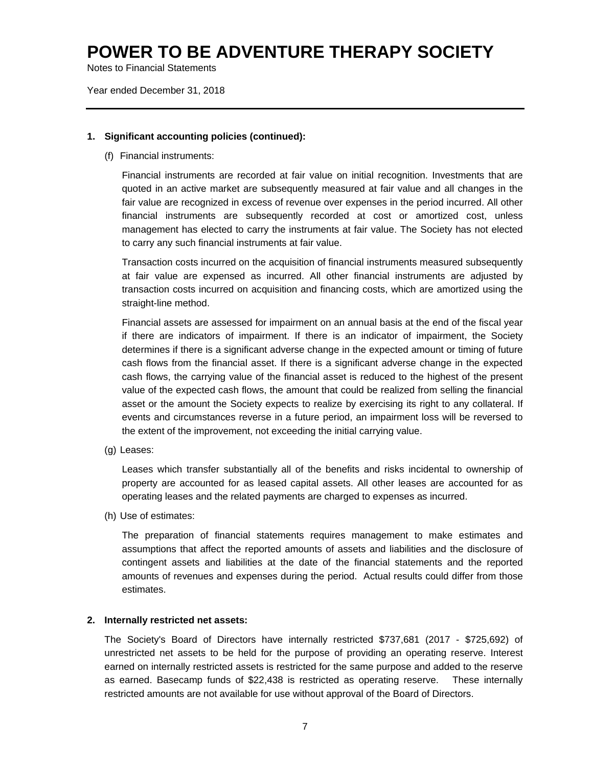# POWER TO BE ADVENTURE THERAPY SOCIETY

Notes to Financial Statements

Year ended December 31, 2018

---

**1. Significant accounting policies (continued):**

(f) Financial instruments:

Financial instruments are recorded at fair value on initial recognition. Investments that are quoted in an active market are subsequently measured at fair value and all changes in the fair value are recognized in excess of revenue over expenses in the period incurred. All other financial instruments are subsequently recorded at cost or amortized cost, unless management has elected to carry the instruments at fair value. The Society has not elected to carry any such financial instruments at fair value.

Transaction costs incurred on the acquisition of financial instruments measured subsequently at fair value are expensed as incurred. All other financial instruments are adjusted by transaction costs incurred on acquisition and financing costs, which are amortized using the straight-line method.

Financial assets are assessed for impairment on an annual basis at the end of the fiscal year if there are indicators of impairment. If there is an indicator of impairment, the Society determines if there is a significant adverse change in the expected amount or timing of future cash flows from the financial asset. If there is a significant adverse change in the expected cash flows, the carrying value of the financial asset is reduced to the highest of the present value of the expected cash flows, the amount that could be realized from selling the financial asset or the amount the Society expects to realize by exercising its right to any collateral. If events and circumstances reverse in a future period, an impairment loss will be reversed to the extent of the improvement, not exceeding the initial carrying value.

(g) Leases:

Leases which transfer substantially all of the benefits and risks incidental to ownership of property are accounted for as leased capital assets. All other leases are accounted for as operating leases and the related payments are charged to expenses as incurred.

(h) Use of estimates:

The preparation of financial statements requires management to make estimates and assumptions that affect the reported amounts of assets and liabilities and the disclosure of contingent assets and liabilities at the date of the financial statements and the reported amounts of revenues and expenses during the period. Actual results could differ from those estimates.

**2. Internally restricted net assets:**

The Society's Board of Directors have internally restricted $737,681 (2017 - $725,692) of unrestricted net assets to be held for the purpose of providing an operating reserve. Interest earned on internally restricted assets is restricted for the same purpose and added to the reserve as earned. Basecamp funds of $22,438 is restricted as operating reserve. These internally restricted amounts are not available for use without approval of the Board of Directors.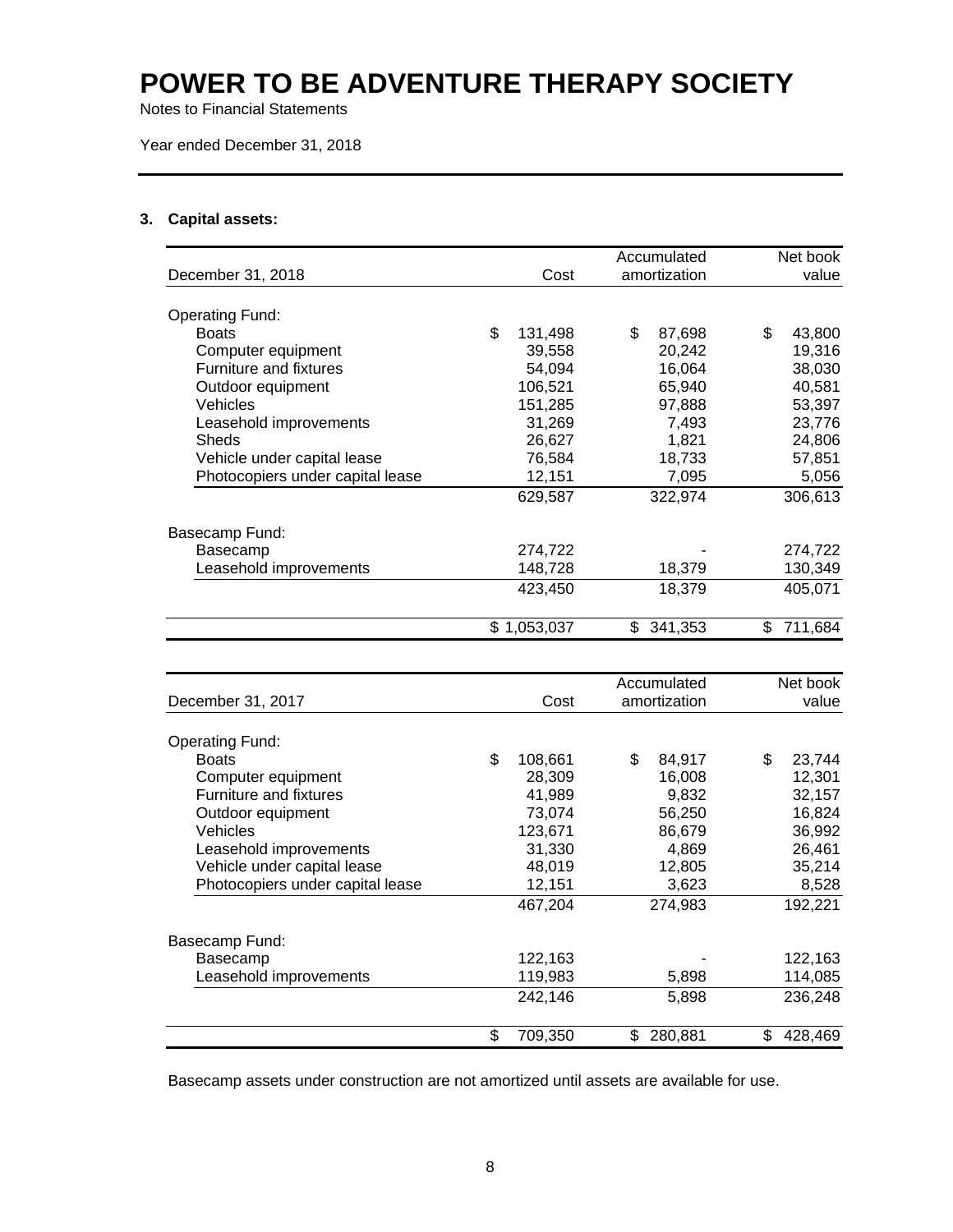# POWER TO BE ADVENTURE THERAPY SOCIETY

Notes to Financial Statements

Year ended December 31, 2018

**3. Capital assets:**

| December 31, 2018 | Cost | Accumulated amortization | Net book value |
|---|---|---|---|
| Operating Fund: | | | |
| Boats | $ 131,498 | $ 87,698 | $ 43,800 |
| Computer equipment | 39,558 | 20,242 | 19,316 |
| Furniture and fixtures | 54,094 | 16,064 | 38,030 |
| Outdoor equipment | 106,521 | 65,940 | 40,581 |
| Vehicles | 151,285 | 97,888 | 53,397 |
| Leasehold improvements | 31,269 | 7,493 | 23,776 |
| Sheds | 26,627 | 1,821 | 24,806 |
| Vehicle under capital lease | 76,584 | 18,733 | 57,851 |
| Photocopiers under capital lease | 12,151 | 7,095 | 5,056 |
| | 629,587 | 322,974 | 306,613 |
| Basecamp Fund: | | | |
| Basecamp | 274,722 | - | 274,722 |
| Leasehold improvements | 148,728 | 18,379 | 130,349 |
| | 423,450 | 18,379 | 405,071 |
| | $ 1,053,037 | $ 341,353 | $ 711,684 |

| December 31, 2017 | Cost | Accumulated amortization | Net book value |
|---|---|---|---|
| Operating Fund: | | | |
| Boats | $ 108,661 | $ 84,917 | $ 23,744 |
| Computer equipment | 28,309 | 16,008 | 12,301 |
| Furniture and fixtures | 41,989 | 9,832 | 32,157 |
| Outdoor equipment | 73,074 | 56,250 | 16,824 |
| Vehicles | 123,671 | 86,679 | 36,992 |
| Leasehold improvements | 31,330 | 4,869 | 26,461 |
| Vehicle under capital lease | 48,019 | 12,805 | 35,214 |
| Photocopiers under capital lease | 12,151 | 3,623 | 8,528 |
| | 467,204 | 274,983 | 192,221 |
| Basecamp Fund: | | | |
| Basecamp | 122,163 | - | 122,163 |
| Leasehold improvements | 119,983 | 5,898 | 114,085 |
| | 242,146 | 5,898 | 236,248 |
| | $ 709,350 | $ 280,881 | $ 428,469 |

Basecamp assets under construction are not amortized until assets are available for use.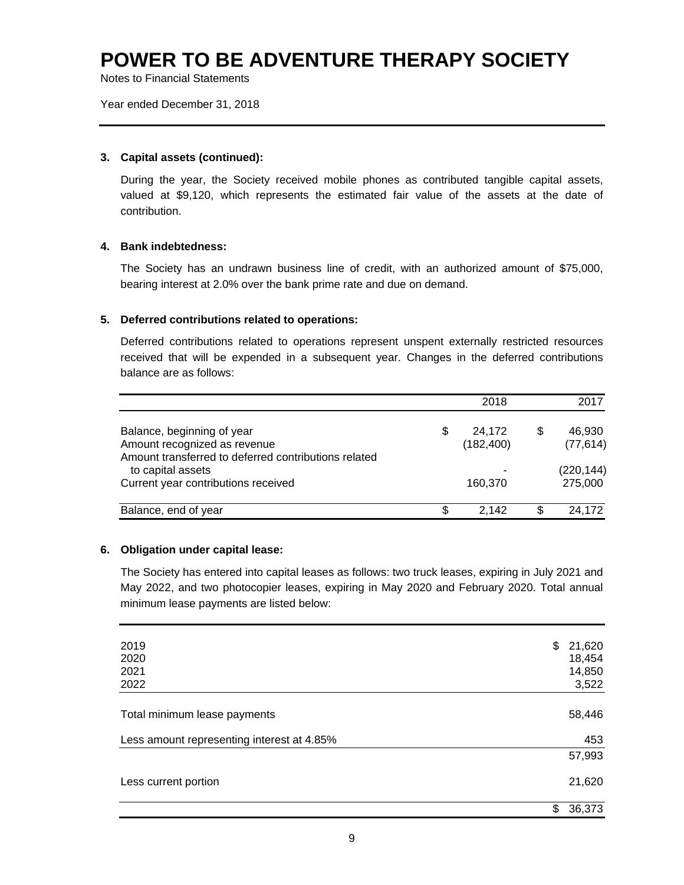# POWER TO BE ADVENTURE THERAPY SOCIETY

Notes to Financial Statements

Year ended December 31, 2018

### 3. Capital assets (continued):

During the year, the Society received mobile phones as contributed tangible capital assets, valued at $9,120, which represents the estimated fair value of the assets at the date of contribution.

### 4. Bank indebtedness:

The Society has an undrawn business line of credit, with an authorized amount of $75,000, bearing interest at 2.0% over the bank prime rate and due on demand.

### 5. Deferred contributions related to operations:

Deferred contributions related to operations represent unspent externally restricted resources received that will be expended in a subsequent year. Changes in the deferred contributions balance are as follows:

| | 2018 | 2017 |
|---|---|---|
| Balance, beginning of year | $ 24,172 | $ 46,930 |
| Amount recognized as revenue | (182,400) | (77,614) |
| Amount transferred to deferred contributions related to capital assets | - | (220,144) |
| Current year contributions received | 160,370 | 275,000 |
| Balance, end of year | $ 2,142 | $ 24,172 |

### 6. Obligation under capital lease:

The Society has entered into capital leases as follows: two truck leases, expiring in July 2021 and May 2022, and two photocopier leases, expiring in May 2020 and February 2020. Total annual minimum lease payments are listed below:

| | |
|---|---|
| 2019 | $ 21,620 |
| 2020 | 18,454 |
| 2021 | 14,850 |
| 2022 | 3,522 |
| Total minimum lease payments | 58,446 |
| Less amount representing interest at 4.85% | 453 |
| | 57,993 |
| Less current portion | 21,620 |
| | $ 36,373 |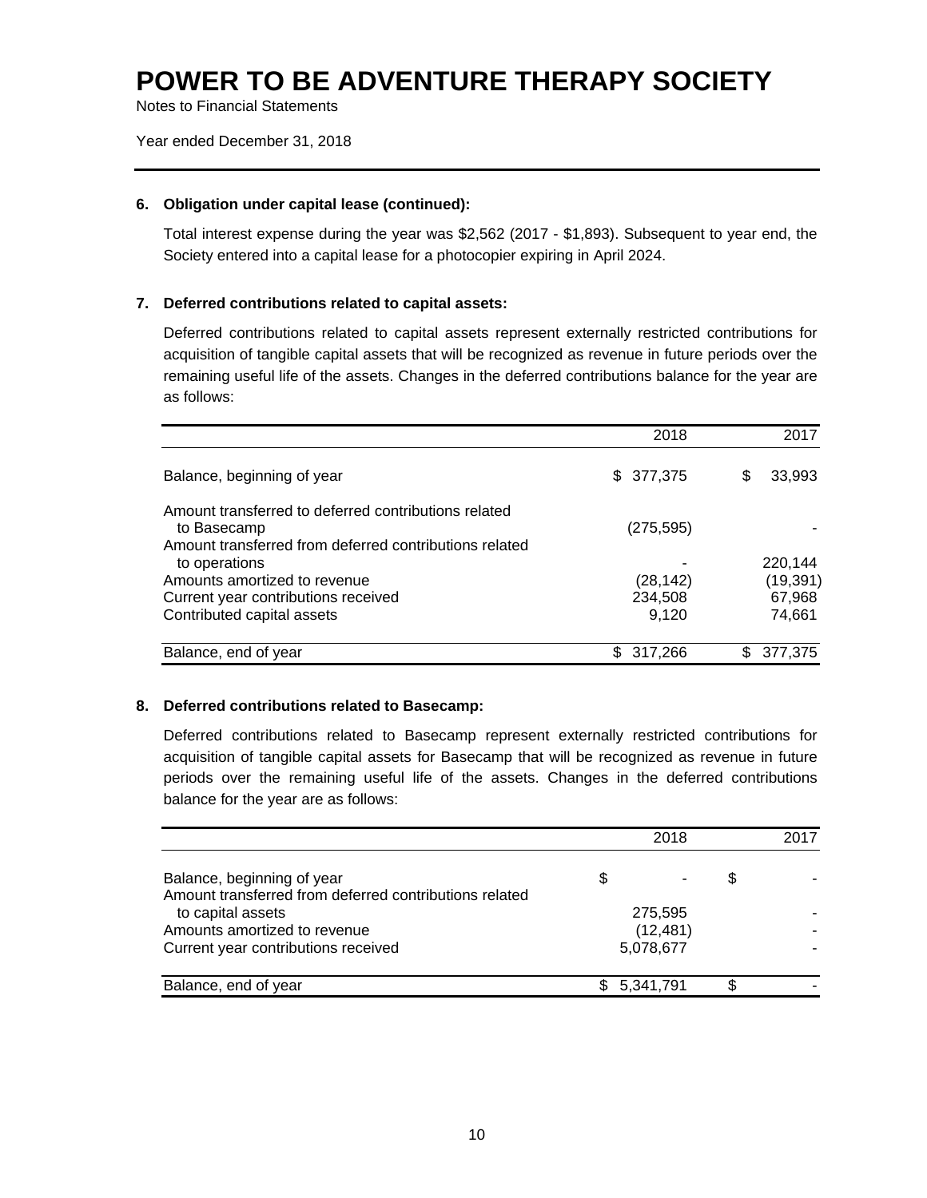# POWER TO BE ADVENTURE THERAPY SOCIETY

Notes to Financial Statements

Year ended December 31, 2018

---

### 6. Obligation under capital lease (continued):

Total interest expense during the year was $2,562 (2017 - $1,893). Subsequent to year end, the Society entered into a capital lease for a photocopier expiring in April 2024.

### 7. Deferred contributions related to capital assets:

Deferred contributions related to capital assets represent externally restricted contributions for acquisition of tangible capital assets that will be recognized as revenue in future periods over the remaining useful life of the assets. Changes in the deferred contributions balance for the year are as follows:

| | 2018 | 2017 |
|---|---:|---:|
| Balance, beginning of year | $ 377,375 | $ 33,993 |
| Amount transferred to deferred contributions related to Basecamp | (275,595) | - |
| Amount transferred from deferred contributions related to operations | - | 220,144 |
| Amounts amortized to revenue | (28,142) | (19,391) |
| Current year contributions received | 234,508 | 67,968 |
| Contributed capital assets | 9,120 | 74,661 |
| Balance, end of year | $ 317,266 | $ 377,375 |

### 8. Deferred contributions related to Basecamp:

Deferred contributions related to Basecamp represent externally restricted contributions for acquisition of tangible capital assets for Basecamp that will be recognized as revenue in future periods over the remaining useful life of the assets. Changes in the deferred contributions balance for the year are as follows:

| | 2018 | 2017 |
|---|---:|---:|
| Balance, beginning of year | $ - | $ - |
| Amount transferred from deferred contributions related to capital assets | 275,595 | - |
| Amounts amortized to revenue | (12,481) | - |
| Current year contributions received | 5,078,677 | - |
| Balance, end of year | $ 5,341,791 | $ - |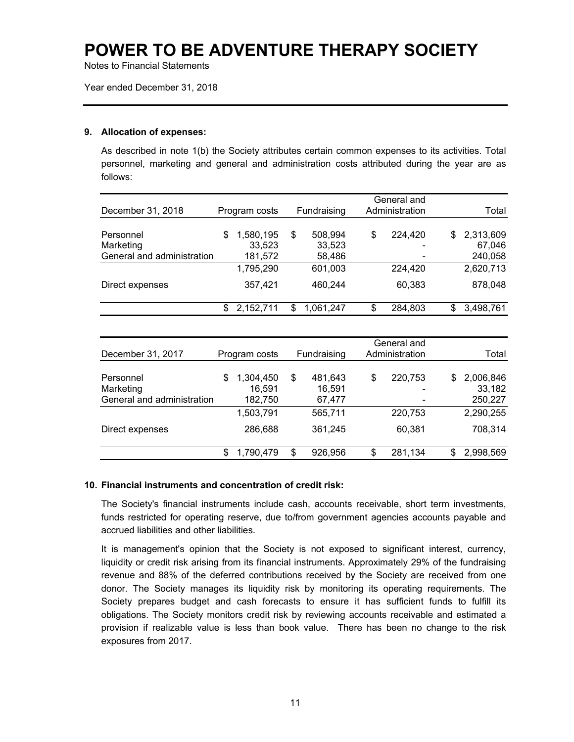# POWER TO BE ADVENTURE THERAPY SOCIETY

Notes to Financial Statements

Year ended December 31, 2018

---

**9. Allocation of expenses:**

As described in note 1(b) the Society attributes certain common expenses to its activities. Total personnel, marketing and general and administration costs attributed during the year are as follows:

| December 31, 2018 | Program costs | Fundraising | General and Administration | Total |
|---|---|---|---|---|
| Personnel | $ 1,580,195 | $ 508,994 | $ 224,420 | $ 2,313,609 |
| Marketing | 33,523 | 33,523 | - | 67,046 |
| General and administration | 181,572 | 58,486 | - | 240,058 |
| | 1,795,290 | 601,003 | 224,420 | 2,620,713 |
| Direct expenses | 357,421 | 460,244 | 60,383 | 878,048 |
| | $ 2,152,711 | $ 1,061,247 | $ 284,803 | $ 3,498,761 |

| December 31, 2017 | Program costs | Fundraising | General and Administration | Total |
|---|---|---|---|---|
| Personnel | $ 1,304,450 | $ 481,643 | $ 220,753 | $ 2,006,846 |
| Marketing | 16,591 | 16,591 | - | 33,182 |
| General and administration | 182,750 | 67,477 | - | 250,227 |
| | 1,503,791 | 565,711 | 220,753 | 2,290,255 |
| Direct expenses | 286,688 | 361,245 | 60,381 | 708,314 |
| | $ 1,790,479 | $ 926,956 | $ 281,134 | $ 2,998,569 |

**10. Financial instruments and concentration of credit risk:**

The Society's financial instruments include cash, accounts receivable, short term investments, funds restricted for operating reserve, due to/from government agencies accounts payable and accrued liabilities and other liabilities.

It is management's opinion that the Society is not exposed to significant interest, currency, liquidity or credit risk arising from its financial instruments. Approximately 29% of the fundraising revenue and 88% of the deferred contributions received by the Society are received from one donor. The Society manages its liquidity risk by monitoring its operating requirements. The Society prepares budget and cash forecasts to ensure it has sufficient funds to fulfill its obligations. The Society monitors credit risk by reviewing accounts receivable and estimated a provision if realizable value is less than book value. There has been no change to the risk exposures from 2017.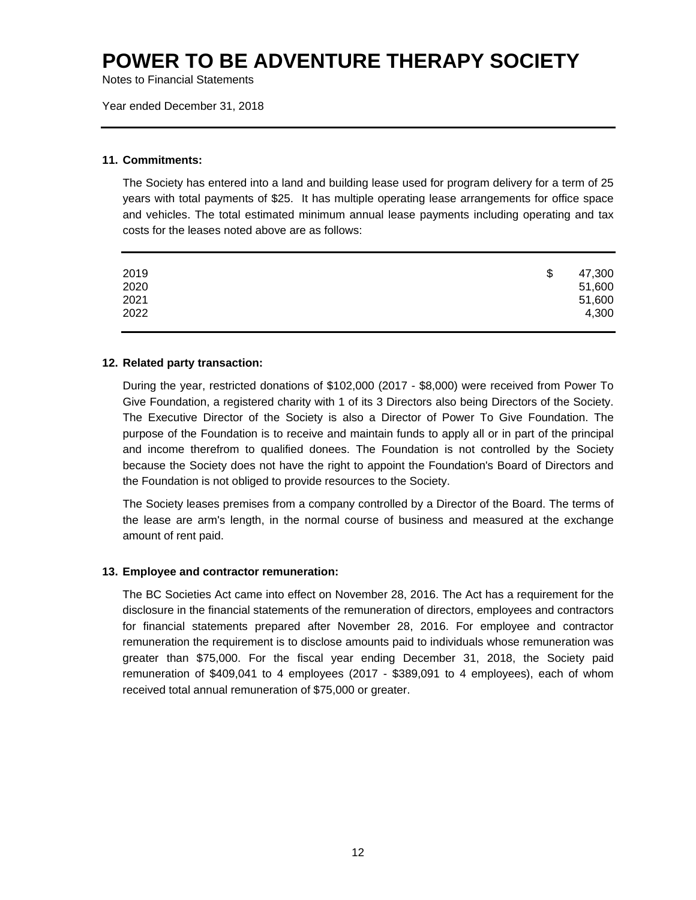# POWER TO BE ADVENTURE THERAPY SOCIETY

Notes to Financial Statements

Year ended December 31, 2018

**11. Commitments:**

The Society has entered into a land and building lease used for program delivery for a term of 25 years with total payments of $25. It has multiple operating lease arrangements for office space and vehicles. The total estimated minimum annual lease payments including operating and tax costs for the leases noted above are as follows:

| | |
|---|---|
| 2019 | $ 47,300 |
| 2020 | 51,600 |
| 2021 | 51,600 |
| 2022 | 4,300 |

**12. Related party transaction:**

During the year, restricted donations of $102,000 (2017 - $8,000) were received from Power To Give Foundation, a registered charity with 1 of its 3 Directors also being Directors of the Society. The Executive Director of the Society is also a Director of Power To Give Foundation. The purpose of the Foundation is to receive and maintain funds to apply all or in part of the principal and income therefrom to qualified donees. The Foundation is not controlled by the Society because the Society does not have the right to appoint the Foundation's Board of Directors and the Foundation is not obliged to provide resources to the Society.

The Society leases premises from a company controlled by a Director of the Board. The terms of the lease are arm's length, in the normal course of business and measured at the exchange amount of rent paid.

**13. Employee and contractor remuneration:**

The BC Societies Act came into effect on November 28, 2016. The Act has a requirement for the disclosure in the financial statements of the remuneration of directors, employees and contractors for financial statements prepared after November 28, 2016. For employee and contractor remuneration the requirement is to disclose amounts paid to individuals whose remuneration was greater than $75,000. For the fiscal year ending December 31, 2018, the Society paid remuneration of $409,041 to 4 employees (2017 - $389,091 to 4 employees), each of whom received total annual remuneration of $75,000 or greater.